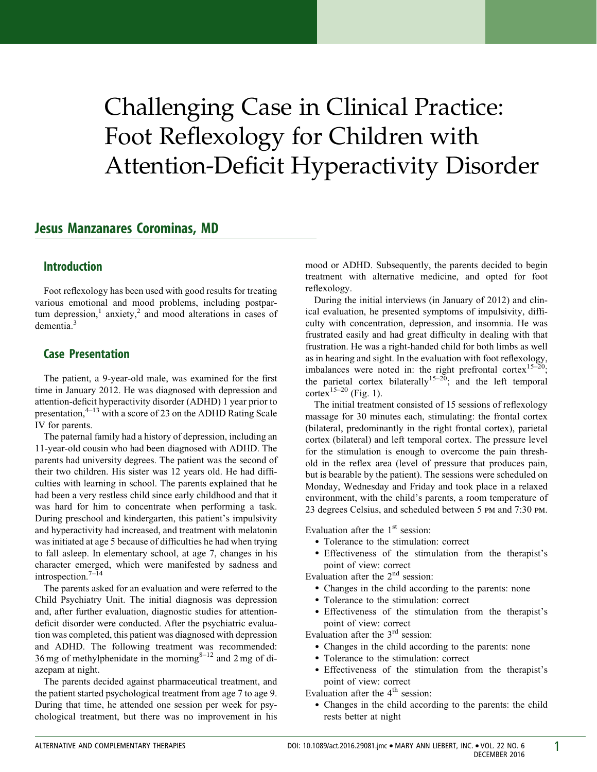# Challenging Case in Clinical Practice: Foot Reflexology for Children with Attention-Deficit Hyperactivity Disorder

## Jesus Manzanares Corominas, MD

### Introduction

Foot reflexology has been used with good results for treating various emotional and mood problems, including postpartum depression,[1] anxiety,[2] and mood alterations in cases of dementia.[3]

### Case Presentation

The patient, a 9-year-old male, was examined for the first time in January 2012. He was diagnosed with depression and attention-deficit hyperactivity disorder (ADHD) 1 year prior to presentation,[4–13] with a score of 23 on the ADHD Rating Scale IV for parents.

The paternal family had a history of depression, including an 11-year-old cousin who had been diagnosed with ADHD. The parents had university degrees. The patient was the second of their two children. His sister was 12 years old. He had difficulties with learning in school. The parents explained that he had been a very restless child since early childhood and that it was hard for him to concentrate when performing a task. During preschool and kindergarten, this patient's impulsivity and hyperactivity had increased, and treatment with melatonin was initiated at age 5 because of difficulties he had when trying to fall asleep. In elementary school, at age 7, changes in his character emerged, which were manifested by sadness and introspection.[7–14]

The parents asked for an evaluation and were referred to the Child Psychiatry Unit. The initial diagnosis was depression and, after further evaluation, diagnostic studies for attention-deficit disorder were conducted. After the psychiatric evaluation was completed, this patient was diagnosed with depression and ADHD. The following treatment was recommended: 36 mg of methylphenidate in the morning[8–12] and 2 mg of diazepam at night.

The parents decided against pharmaceutical treatment, and the patient started psychological treatment from age 7 to age 9. During that time, he attended one session per week for psychological treatment, but there was no improvement in his mood or ADHD. Subsequently, the parents decided to begin treatment with alternative medicine, and opted for foot reflexology.

During the initial interviews (in January of 2012) and clinical evaluation, he presented symptoms of impulsivity, difficulty with concentration, depression, and insomnia. He was frustrated easily and had great difficulty in dealing with that frustration. He was a right-handed child for both limbs as well as in hearing and sight. In the evaluation with foot reflexology, imbalances were noted in: the right prefrontal cortex[15–20]; the parietal cortex bilaterally[15–20]; and the left temporal cortex[15–20] (Fig. 1).

The initial treatment consisted of 15 sessions of reflexology massage for 30 minutes each, stimulating: the frontal cortex (bilateral, predominantly in the right frontal cortex), parietal cortex (bilateral) and left temporal cortex. The pressure level for the stimulation is enough to overcome the pain threshold in the reflex area (level of pressure that produces pain, but is bearable by the patient). The sessions were scheduled on Monday, Wednesday and Friday and took place in a relaxed environment, with the child's parents, a room temperature of 23 degrees Celsius, and scheduled between 5 PM and 7:30 PM.

Evaluation after the 1st session:

- Tolerance to the stimulation: correct
- Effectiveness of the stimulation from the therapist's point of view: correct

Evaluation after the 2nd session:

- Changes in the child according to the parents: none
- Tolerance to the stimulation: correct
- Effectiveness of the stimulation from the therapist's point of view: correct

Evaluation after the 3rd session:

- Changes in the child according to the parents: none
- Tolerance to the stimulation: correct
- Effectiveness of the stimulation from the therapist's point of view: correct

Evaluation after the 4th session:

- Changes in the child according to the parents: the child rests better at night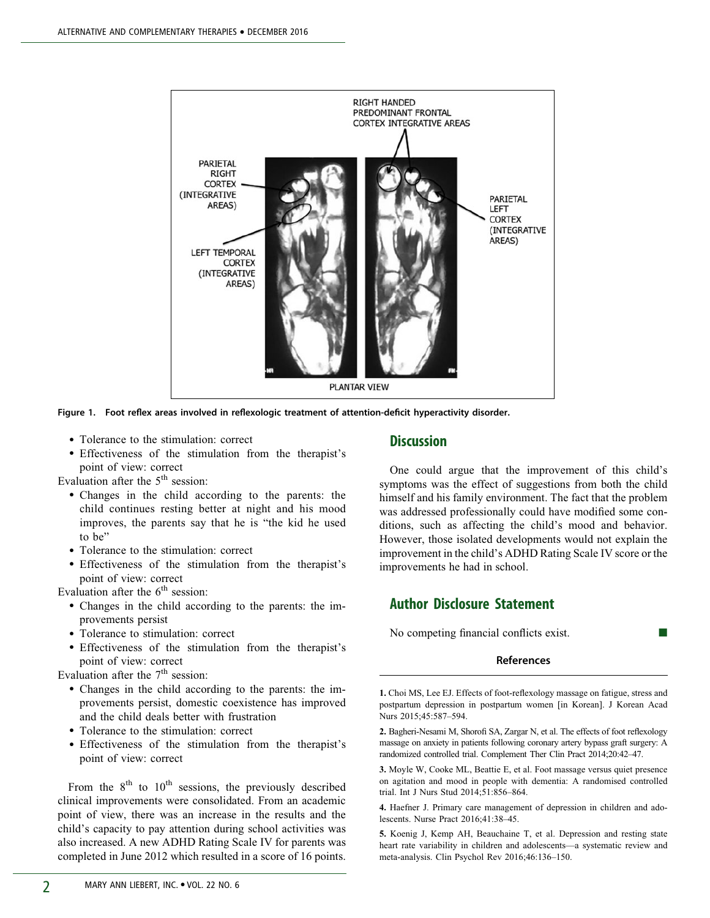Figure 1. Foot reflex areas involved in reflexologic treatment of attention-deficit hyperactivity disorder.

- Tolerance to the stimulation: correct
- Effectiveness of the stimulation from the therapist's point of view: correct

Evaluation after the 5th session:

- Changes in the child according to the parents: the child continues resting better at night and his mood improves, the parents say that he is "the kid he used to be"
- Tolerance to the stimulation: correct
- Effectiveness of the stimulation from the therapist's point of view: correct

Evaluation after the 6th session:

- Changes in the child according to the parents: the improvements persist
- Tolerance to stimulation: correct
- Effectiveness of the stimulation from the therapist's point of view: correct

Evaluation after the 7th session:

- Changes in the child according to the parents: the improvements persist, domestic coexistence has improved and the child deals better with frustration
- Tolerance to the stimulation: correct
- Effectiveness of the stimulation from the therapist's point of view: correct

From the 8th to 10th sessions, the previously described clinical improvements were consolidated. From an academic point of view, there was an increase in the results and the child's capacity to pay attention during school activities was also increased. A new ADHD Rating Scale IV for parents was completed in June 2012 which resulted in a score of 16 points.

## Discussion

One could argue that the improvement of this child's symptoms was the effect of suggestions from both the child himself and his family environment. The fact that the problem was addressed professionally could have modified some conditions, such as affecting the child's mood and behavior. However, those isolated developments would not explain the improvement in the child's ADHD Rating Scale IV score or the improvements he had in school.

## Author Disclosure Statement

No competing financial conflicts exist.

### References

1. Choi MS, Lee EJ. Effects of foot-reflexology massage on fatigue, stress and postpartum depression in postpartum women [in Korean]. J Korean Acad Nurs 2015;45:587–594.

2. Bagheri-Nesami M, Shorofi SA, Zargar N, et al. The effects of foot reflexology massage on anxiety in patients following coronary artery bypass graft surgery: A randomized controlled trial. Complement Ther Clin Pract 2014;20:42–47.

3. Moyle W, Cooke ML, Beattie E, et al. Foot massage versus quiet presence on agitation and mood in people with dementia: A randomised controlled trial. Int J Nurs Stud 2014;51:856–864.

4. Haefner J. Primary care management of depression in children and adolescents. Nurse Pract 2016;41:38–45.

5. Koenig J, Kemp AH, Beauchaine T, et al. Depression and resting state heart rate variability in children and adolescents—a systematic review and meta-analysis. Clin Psychol Rev 2016;46:136–150.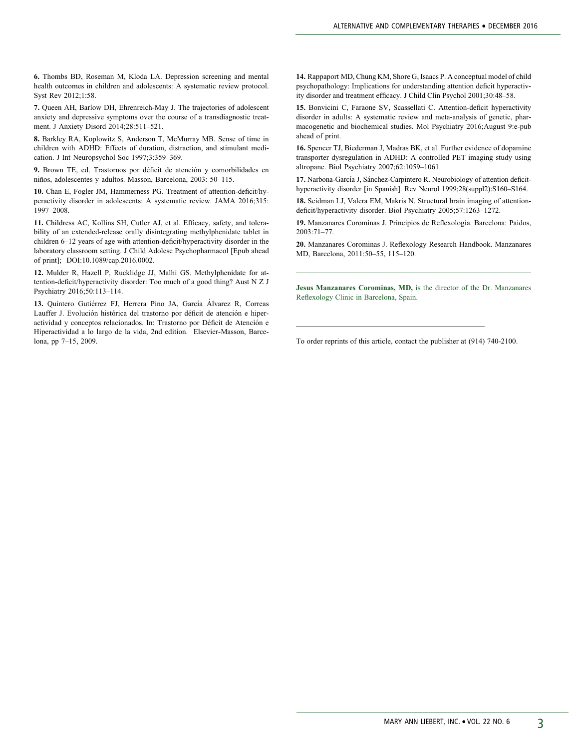**6.** Thombs BD, Roseman M, Kloda LA. Depression screening and mental health outcomes in children and adolescents: A systematic review protocol. Syst Rev 2012;1:58.

**7.** Queen AH, Barlow DH, Ehrenreich-May J. The trajectories of adolescent anxiety and depressive symptoms over the course of a transdiagnostic treatment. J Anxiety Disord 2014;28:511–521.

**8.** Barkley RA, Koplowitz S, Anderson T, McMurray MB. Sense of time in children with ADHD: Effects of duration, distraction, and stimulant medication. J Int Neuropsychol Soc 1997;3:359–369.

**9.** Brown TE, ed. Trastornos por déficit de atención y comorbilidades en niños, adolescentes y adultos. Masson, Barcelona, 2003: 50–115.

**10.** Chan E, Fogler JM, Hammerness PG. Treatment of attention-deficit/hyperactivity disorder in adolescents: A systematic review. JAMA 2016;315: 1997–2008.

**11.** Childress AC, Kollins SH, Cutler AJ, et al. Efficacy, safety, and tolerability of an extended-release orally disintegrating methylphenidate tablet in children 6–12 years of age with attention-deficit/hyperactivity disorder in the laboratory classroom setting. J Child Adolesc Psychopharmacol [Epub ahead of print]; DOI:10.1089/cap.2016.0002.

**12.** Mulder R, Hazell P, Rucklidge JJ, Malhi GS. Methylphenidate for attention-deficit/hyperactivity disorder: Too much of a good thing? Aust N Z J Psychiatry 2016;50:113–114.

**13.** Quintero Gutiérrez FJ, Herrera Pino JA, García Álvarez R, Correas Lauffer J. Evolución histórica del trastorno por déficit de atención e hiperactividad y conceptos relacionados. In: Trastorno por Déficit de Atención e Hiperactividad a lo largo de la vida, 2nd edition. Elsevier-Masson, Barcelona, pp 7–15, 2009.

**14.** Rappaport MD, Chung KM, Shore G, Isaacs P. A conceptual model of child psychopathology: Implications for understanding attention deficit hyperactivity disorder and treatment efficacy. J Child Clin Psychol 2001;30:48–58.

**15.** Bonvicini C, Faraone SV, Scassellati C. Attention-deficit hyperactivity disorder in adults: A systematic review and meta-analysis of genetic, pharmacogenetic and biochemical studies. Mol Psychiatry 2016;August 9:e-pub ahead of print.

**16.** Spencer TJ, Biederman J, Madras BK, et al. Further evidence of dopamine transporter dysregulation in ADHD: A controlled PET imaging study using altropane. Biol Psychiatry 2007;62:1059–1061.

**17.** Narbona-García J, Sánchez-Carpintero R. Neurobiology of attention deficit-hyperactivity disorder [in Spanish]. Rev Neurol 1999;28(suppl2):S160–S164.

**18.** Seidman LJ, Valera EM, Makris N. Structural brain imaging of attention-deficit/hyperactivity disorder. Biol Psychiatry 2005;57:1263–1272.

**19.** Manzanares Corominas J. Principios de Reflexologia. Barcelona: Paidos, 2003:71–77.

**20.** Manzanares Corominas J. Reflexology Research Handbook. Manzanares MD, Barcelona, 2011:50–55, 115–120.

**Jesus Manzanares Corominas, MD,** is the director of the Dr. Manzanares Reflexology Clinic in Barcelona, Spain.

To order reprints of this article, contact the publisher at (914) 740-2100.